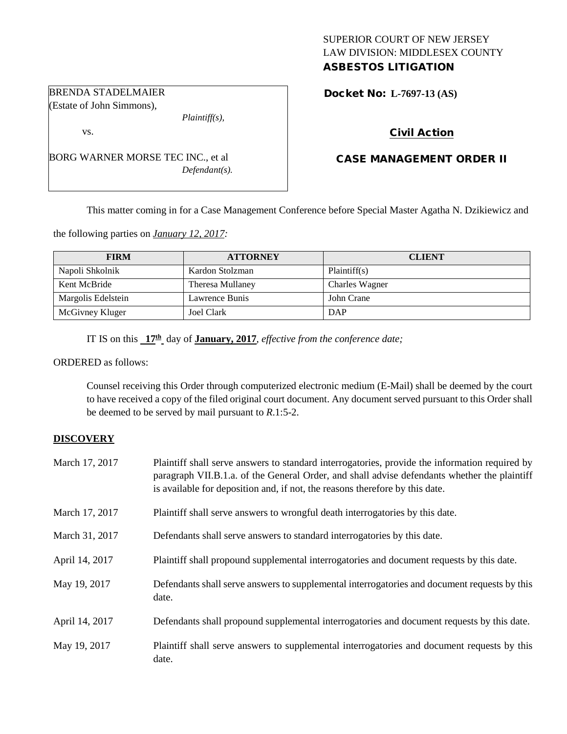SUPERIOR COURT OF NEW JERSEY
LAW DIVISION: MIDDLESEX COUNTY
**ASBESTOS LITIGATION**

BRENDA STADELMAIER
(Estate of John Simmons),
*Plaintiff(s),*

vs.

BORG WARNER MORSE TEC INC., et al
*Defendant(s).*

**Docket No: L-7697-13 (AS)**

**Civil Action**

**CASE MANAGEMENT ORDER II**

This matter coming in for a Case Management Conference before Special Master Agatha N. Dzikiewicz and the following parties on *January 12, 2017:*

| FIRM | ATTORNEY | CLIENT |
|---|---|---|
| Napoli Shkolnik | Kardon Stolzman | Plaintiff(s) |
| Kent McBride | Theresa Mullaney | Charles Wagner |
| Margolis Edelstein | Lawrence Bunis | John Crane |
| McGivney Kluger | Joel Clark | DAP |

IT IS on this **17th** day of **January, 2017**, *effective from the conference date;*

ORDERED as follows:

Counsel receiving this Order through computerized electronic medium (E-Mail) shall be deemed by the court to have received a copy of the filed original court document. Any document served pursuant to this Order shall be deemed to be served by mail pursuant to *R*.1:5-2.

## DISCOVERY

| | |
|---|---|
| March 17, 2017 | Plaintiff shall serve answers to standard interrogatories, provide the information required by paragraph VII.B.1.a. of the General Order, and shall advise defendants whether the plaintiff is available for deposition and, if not, the reasons therefore by this date. |
| March 17, 2017 | Plaintiff shall serve answers to wrongful death interrogatories by this date. |
| March 31, 2017 | Defendants shall serve answers to standard interrogatories by this date. |
| April 14, 2017 | Plaintiff shall propound supplemental interrogatories and document requests by this date. |
| May 19, 2017 | Defendants shall serve answers to supplemental interrogatories and document requests by this date. |
| April 14, 2017 | Defendants shall propound supplemental interrogatories and document requests by this date. |
| May 19, 2017 | Plaintiff shall serve answers to supplemental interrogatories and document requests by this date. |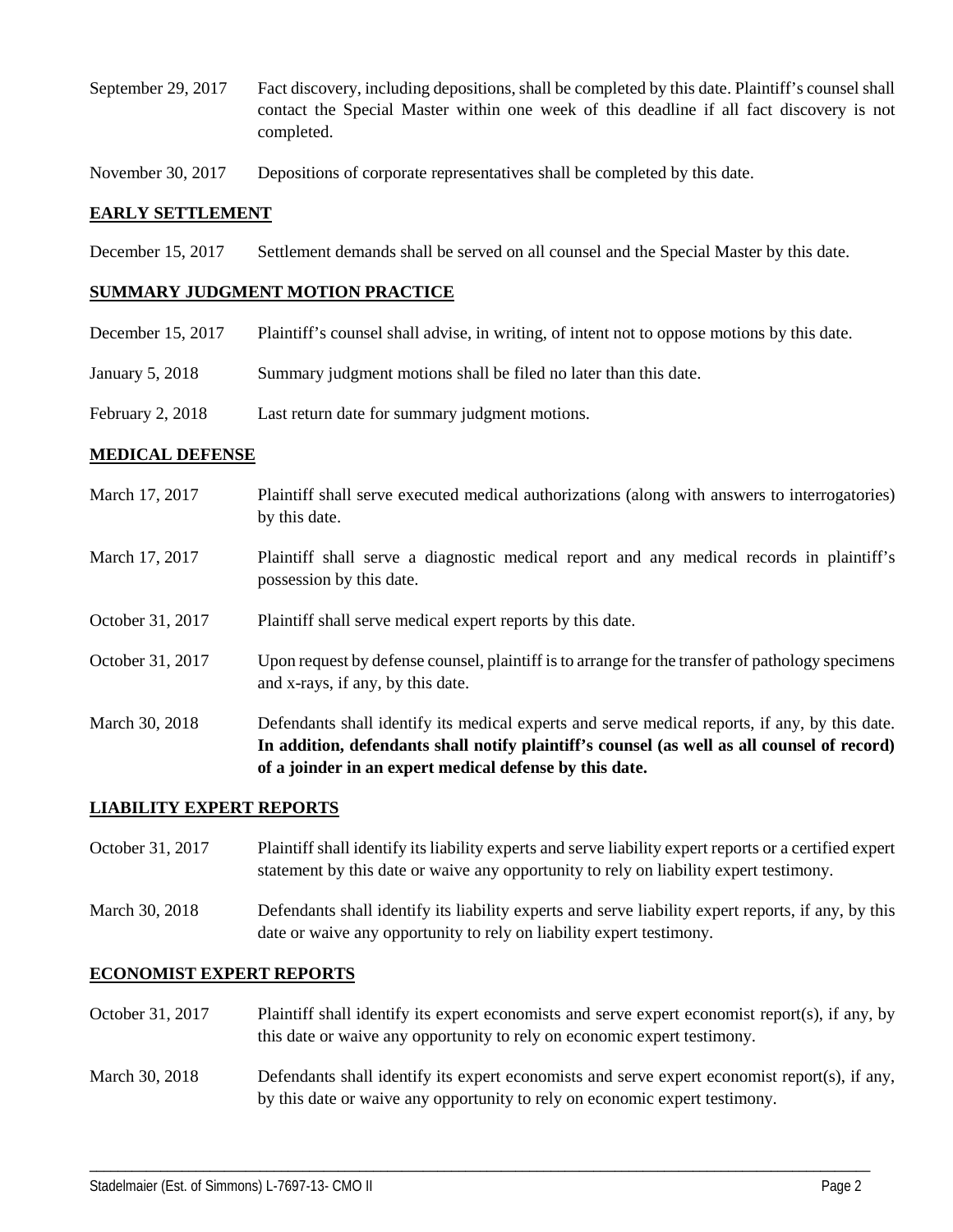September 29, 2017 Fact discovery, including depositions, shall be completed by this date. Plaintiff's counsel shall contact the Special Master within one week of this deadline if all fact discovery is not completed.

November 30, 2017 Depositions of corporate representatives shall be completed by this date.

## EARLY SETTLEMENT

December 15, 2017 Settlement demands shall be served on all counsel and the Special Master by this date.

## SUMMARY JUDGMENT MOTION PRACTICE

December 15, 2017 Plaintiff's counsel shall advise, in writing, of intent not to oppose motions by this date.

January 5, 2018 Summary judgment motions shall be filed no later than this date.

February 2, 2018 Last return date for summary judgment motions.

## MEDICAL DEFENSE

March 17, 2017 Plaintiff shall serve executed medical authorizations (along with answers to interrogatories) by this date.

March 17, 2017 Plaintiff shall serve a diagnostic medical report and any medical records in plaintiff's possession by this date.

October 31, 2017 Plaintiff shall serve medical expert reports by this date.

October 31, 2017 Upon request by defense counsel, plaintiff is to arrange for the transfer of pathology specimens and x-rays, if any, by this date.

March 30, 2018 Defendants shall identify its medical experts and serve medical reports, if any, by this date. **In addition, defendants shall notify plaintiff's counsel (as well as all counsel of record) of a joinder in an expert medical defense by this date.**

## LIABILITY EXPERT REPORTS

October 31, 2017 Plaintiff shall identify its liability experts and serve liability expert reports or a certified expert statement by this date or waive any opportunity to rely on liability expert testimony.

March 30, 2018 Defendants shall identify its liability experts and serve liability expert reports, if any, by this date or waive any opportunity to rely on liability expert testimony.

## ECONOMIST EXPERT REPORTS

October 31, 2017 Plaintiff shall identify its expert economists and serve expert economist report(s), if any, by this date or waive any opportunity to rely on economic expert testimony.

March 30, 2018 Defendants shall identify its expert economists and serve expert economist report(s), if any, by this date or waive any opportunity to rely on economic expert testimony.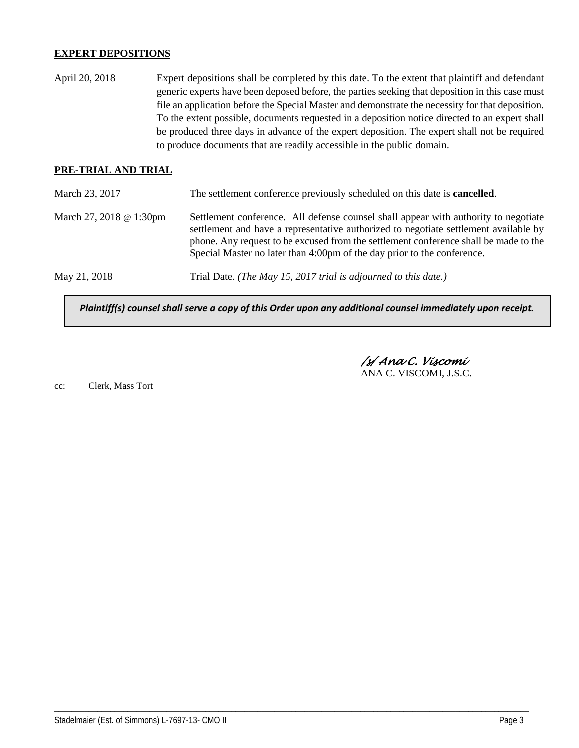**EXPERT DEPOSITIONS**

| | |
|---|---|
| April 20, 2018 | Expert depositions shall be completed by this date. To the extent that plaintiff and defendant generic experts have been deposed before, the parties seeking that deposition in this case must file an application before the Special Master and demonstrate the necessity for that deposition. To the extent possible, documents requested in a deposition notice directed to an expert shall be produced three days in advance of the expert deposition. The expert shall not be required to produce documents that are readily accessible in the public domain. |

**PRE-TRIAL AND TRIAL**

| | |
|---|---|
| March 23, 2017 | The settlement conference previously scheduled on this date is **cancelled**. |
| March 27, 2018 @ 1:30pm | Settlement conference. All defense counsel shall appear with authority to negotiate settlement and have a representative authorized to negotiate settlement available by phone. Any request to be excused from the settlement conference shall be made to the Special Master no later than 4:00pm of the day prior to the conference. |
| May 21, 2018 | Trial Date. *(The May 15, 2017 trial is adjourned to this date.)* |

***Plaintiff(s) counsel shall serve a copy of this Order upon any additional counsel immediately upon receipt.***

*/s/ Ana C. Viscomi*
ANA C. VISCOMI, J.S.C.

cc: Clerk, Mass Tort